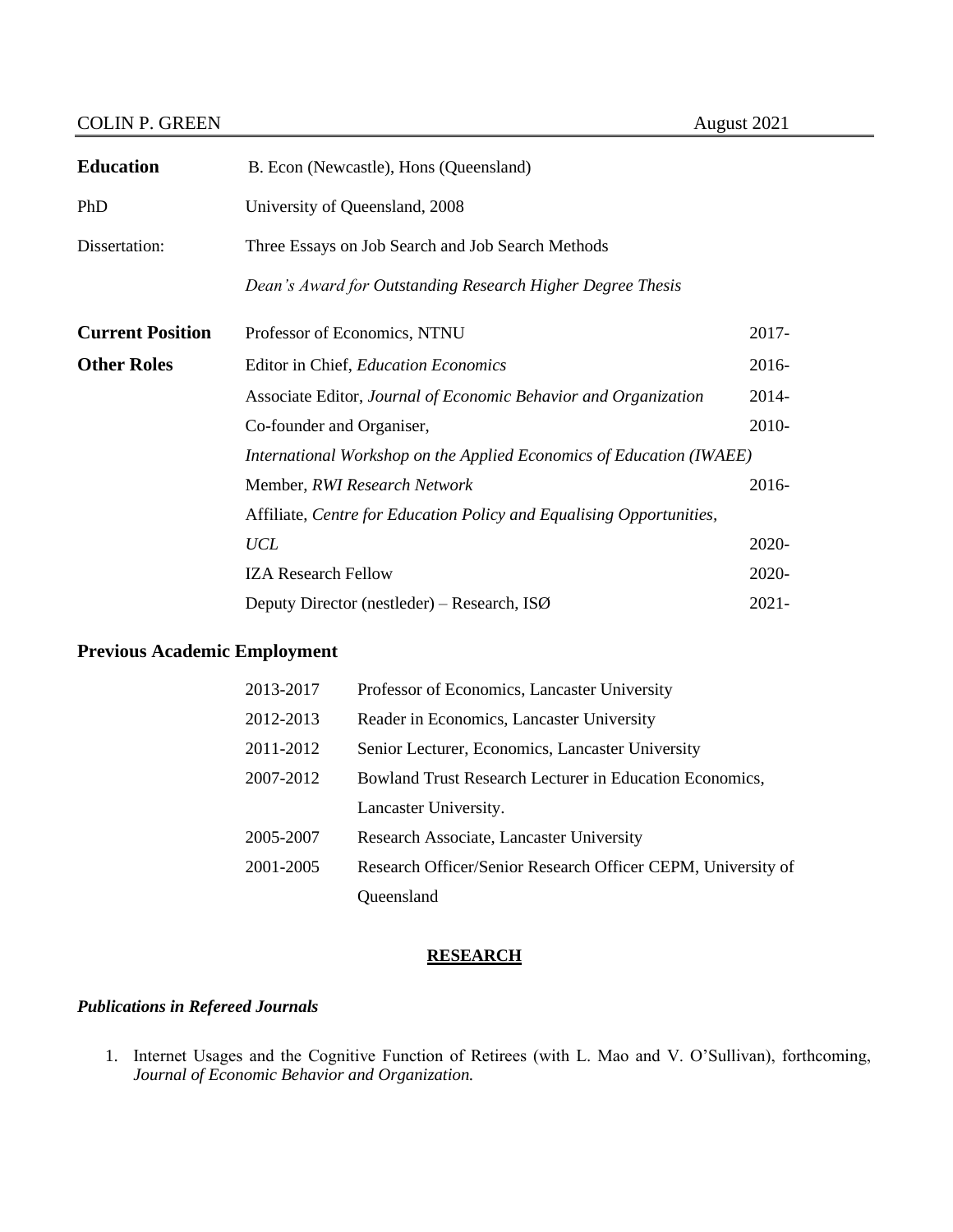COLIN P. GREEN — August 2021

| | | |
|---|---|---|
| **Education** | B. Econ (Newcastle), Hons (Queensland) | |
| PhD | University of Queensland, 2008 | |
| Dissertation: | Three Essays on Job Search and Job Search Methods | |
| | *Dean's Award for Outstanding Research Higher Degree Thesis* | |
| **Current Position** | Professor of Economics, NTNU | 2017- |
| **Other Roles** | Editor in Chief, *Education Economics* | 2016- |
| | Associate Editor, *Journal of Economic Behavior and Organization* | 2014- |
| | Co-founder and Organiser, *International Workshop on the Applied Economics of Education (IWAEE)* | 2010- |
| | Member, *RWI Research Network* | 2016- |
| | Affiliate, *Centre for Education Policy and Equalising Opportunities, UCL* | 2020- |
| | IZA Research Fellow | 2020- |
| | Deputy Director (nestleder) – Research, ISØ | 2021- |

## Previous Academic Employment

| | |
|---|---|
| 2013-2017 | Professor of Economics, Lancaster University |
| 2012-2013 | Reader in Economics, Lancaster University |
| 2011-2012 | Senior Lecturer, Economics, Lancaster University |
| 2007-2012 | Bowland Trust Research Lecturer in Education Economics, Lancaster University. |
| 2005-2007 | Research Associate, Lancaster University |
| 2001-2005 | Research Officer/Senior Research Officer CEPM, University of Queensland |

## RESEARCH

### *Publications in Refereed Journals*

1. Internet Usages and the Cognitive Function of Retirees (with L. Mao and V. O'Sullivan), forthcoming, *Journal of Economic Behavior and Organization.*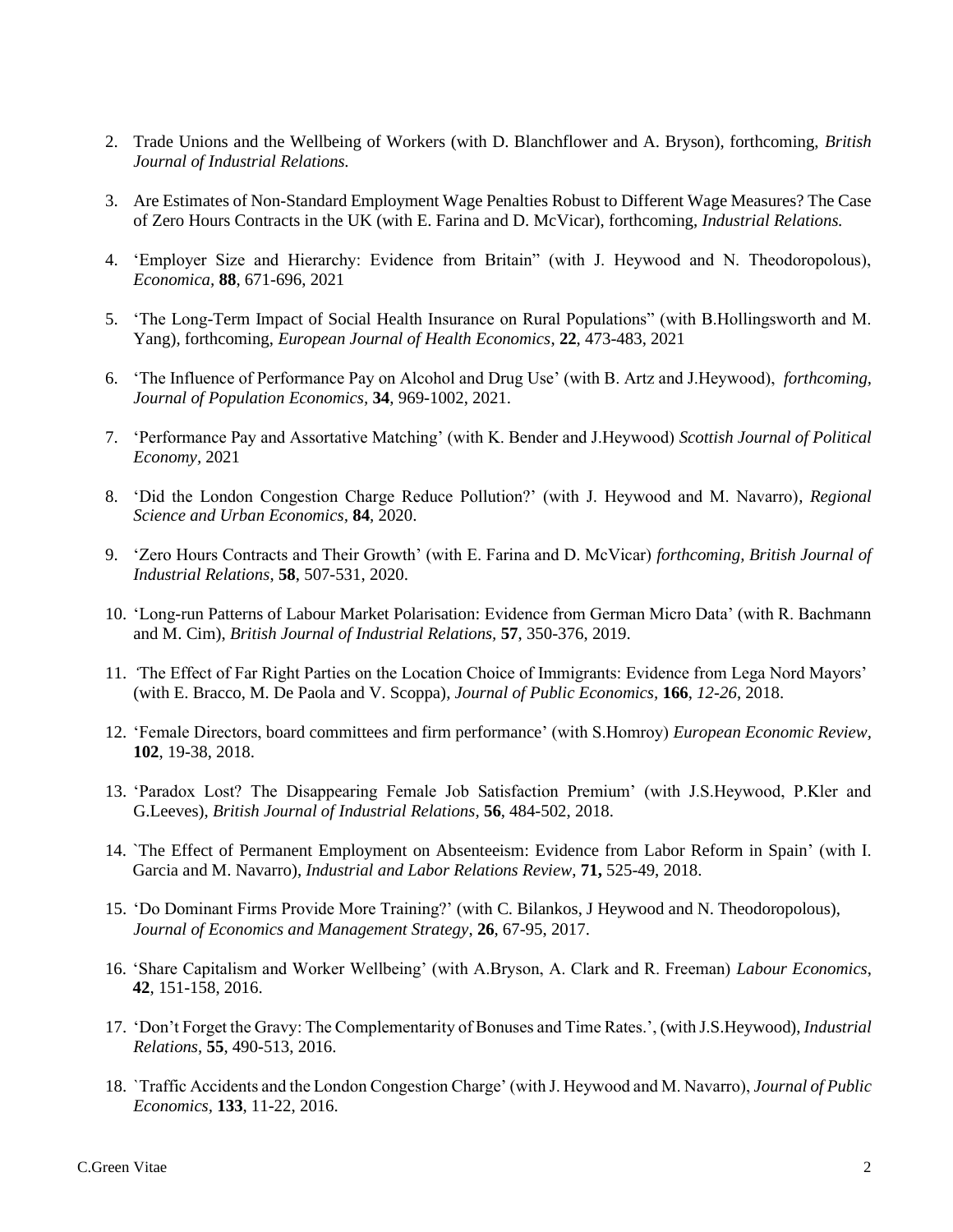2. Trade Unions and the Wellbeing of Workers (with D. Blanchflower and A. Bryson), forthcoming, *British Journal of Industrial Relations.*

3. Are Estimates of Non-Standard Employment Wage Penalties Robust to Different Wage Measures? The Case of Zero Hours Contracts in the UK (with E. Farina and D. McVicar), forthcoming, *Industrial Relations.*

4. 'Employer Size and Hierarchy: Evidence from Britain" (with J. Heywood and N. Theodoropolous), *Economica,* **88**, 671-696, 2021

5. 'The Long-Term Impact of Social Health Insurance on Rural Populations" (with B.Hollingsworth and M. Yang), forthcoming, *European Journal of Health Economics,* **22**, 473-483, 2021

6. 'The Influence of Performance Pay on Alcohol and Drug Use' (with B. Artz and J.Heywood), *forthcoming, Journal of Population Economics,* **34**, 969-1002, 2021.

7. 'Performance Pay and Assortative Matching' (with K. Bender and J.Heywood) *Scottish Journal of Political Economy,* 2021

8. 'Did the London Congestion Charge Reduce Pollution?' (with J. Heywood and M. Navarro), *Regional Science and Urban Economics,* **84**, 2020.

9. 'Zero Hours Contracts and Their Growth' (with E. Farina and D. McVicar) *forthcoming, British Journal of Industrial Relations*, **58**, 507-531, 2020.

10. 'Long-run Patterns of Labour Market Polarisation: Evidence from German Micro Data' (with R. Bachmann and M. Cim), *British Journal of Industrial Relations*, **57**, 350-376, 2019.

11. 'The Effect of Far Right Parties on the Location Choice of Immigrants: Evidence from Lega Nord Mayors' (with E. Bracco, M. De Paola and V. Scoppa), *Journal of Public Economics,* **166**, *12-26*, 2018.

12. 'Female Directors, board committees and firm performance' (with S.Homroy) *European Economic Review*, **102**, 19-38, 2018.

13. 'Paradox Lost? The Disappearing Female Job Satisfaction Premium' (with J.S.Heywood, P.Kler and G.Leeves), *British Journal of Industrial Relations,* **56**, 484-502, 2018.

14. `The Effect of Permanent Employment on Absenteeism: Evidence from Labor Reform in Spain' (with I. Garcia and M. Navarro), *Industrial and Labor Relations Review*, **71,** 525-49, 2018.

15. 'Do Dominant Firms Provide More Training?' (with C. Bilankos, J Heywood and N. Theodoropolous), *Journal of Economics and Management Strategy*, **26**, 67-95, 2017.

16. 'Share Capitalism and Worker Wellbeing' (with A.Bryson, A. Clark and R. Freeman) *Labour Economics*, **42**, 151-158, 2016.

17. 'Don't Forget the Gravy: The Complementarity of Bonuses and Time Rates.', (with J.S.Heywood), *Industrial Relations*, **55**, 490-513, 2016.

18. `Traffic Accidents and the London Congestion Charge' (with J. Heywood and M. Navarro), *Journal of Public Economics*, **133**, 11-22, 2016.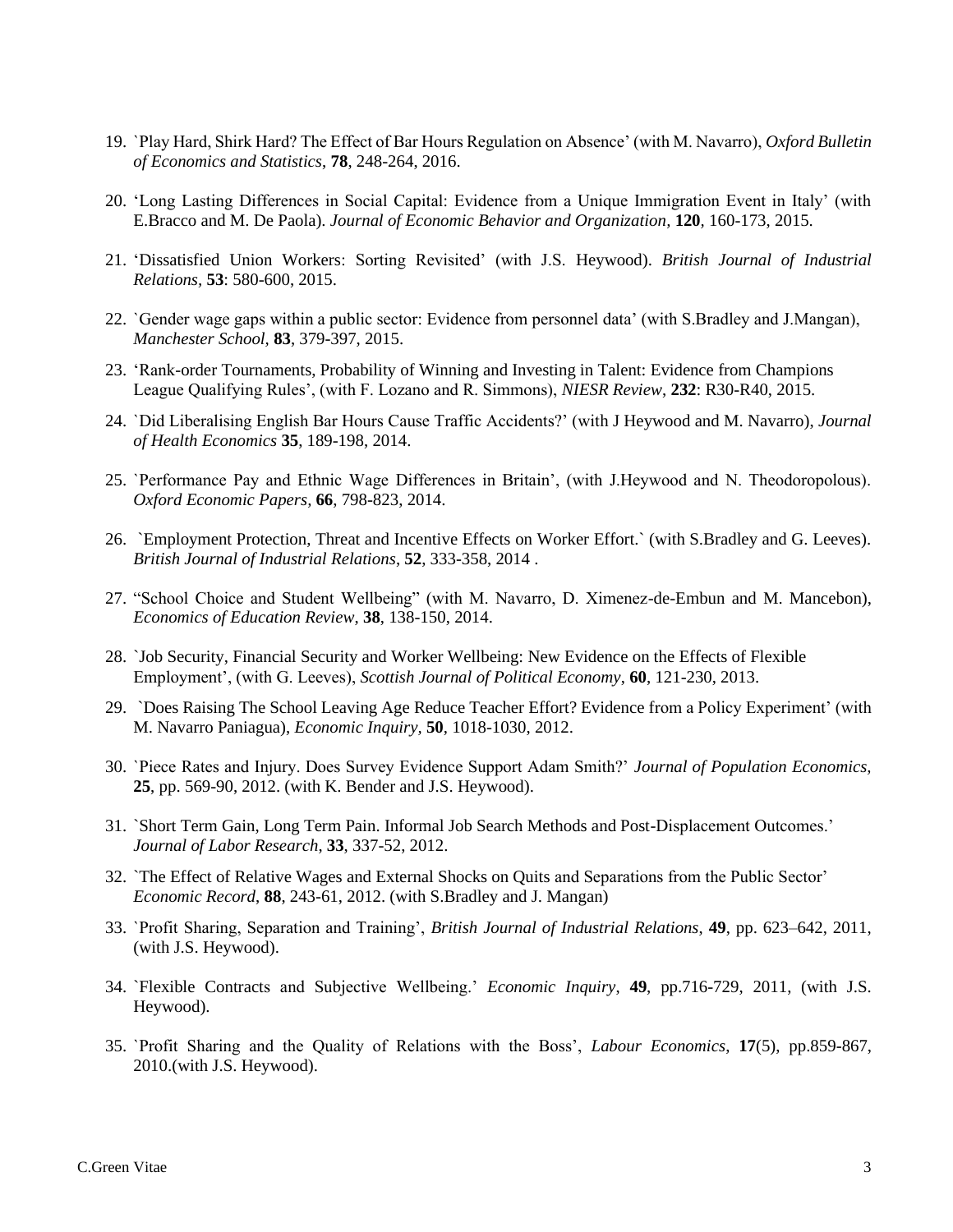19. `Play Hard, Shirk Hard? The Effect of Bar Hours Regulation on Absence' (with M. Navarro), *Oxford Bulletin of Economics and Statistics*, **78**, 248-264, 2016.

20. 'Long Lasting Differences in Social Capital: Evidence from a Unique Immigration Event in Italy' (with E.Bracco and M. De Paola). *Journal of Economic Behavior and Organization*, **120**, 160-173, 2015.

21. 'Dissatisfied Union Workers: Sorting Revisited' (with J.S. Heywood). *British Journal of Industrial Relations*, **53**: 580-600, 2015.

22. `Gender wage gaps within a public sector: Evidence from personnel data' (with S.Bradley and J.Mangan), *Manchester School*, **83**, 379-397, 2015.

23. 'Rank-order Tournaments, Probability of Winning and Investing in Talent: Evidence from Champions League Qualifying Rules', (with F. Lozano and R. Simmons), *NIESR Review*, **232**: R30-R40, 2015.

24. `Did Liberalising English Bar Hours Cause Traffic Accidents?' (with J Heywood and M. Navarro), *Journal of Health Economics* **35**, 189-198, 2014.

25. `Performance Pay and Ethnic Wage Differences in Britain', (with J.Heywood and N. Theodoropolous). *Oxford Economic Papers*, **66**, 798-823, 2014.

26. `Employment Protection, Threat and Incentive Effects on Worker Effort.` (with S.Bradley and G. Leeves). *British Journal of Industrial Relations*, **52**, 333-358, 2014 .

27. "School Choice and Student Wellbeing" (with M. Navarro, D. Ximenez-de-Embun and M. Mancebon), *Economics of Education Review*, **38**, 138-150, 2014.

28. `Job Security, Financial Security and Worker Wellbeing: New Evidence on the Effects of Flexible Employment', (with G. Leeves), *Scottish Journal of Political Economy*, **60**, 121-230, 2013.

29. `Does Raising The School Leaving Age Reduce Teacher Effort? Evidence from a Policy Experiment' (with M. Navarro Paniagua), *Economic Inquiry*, **50**, 1018-1030, 2012.

30. `Piece Rates and Injury. Does Survey Evidence Support Adam Smith?' *Journal of Population Economics*, **25**, pp. 569-90, 2012. (with K. Bender and J.S. Heywood).

31. `Short Term Gain, Long Term Pain. Informal Job Search Methods and Post-Displacement Outcomes.' *Journal of Labor Research*, **33**, 337-52, 2012.

32. `The Effect of Relative Wages and External Shocks on Quits and Separations from the Public Sector' *Economic Record*, **88**, 243-61, 2012. (with S.Bradley and J. Mangan)

33. `Profit Sharing, Separation and Training', *British Journal of Industrial Relations*, **49**, pp. 623–642, 2011, (with J.S. Heywood).

34. `Flexible Contracts and Subjective Wellbeing.' *Economic Inquiry*, **49**, pp.716-729, 2011, (with J.S. Heywood).

35. `Profit Sharing and the Quality of Relations with the Boss', *Labour Economics*, **17**(5), pp.859-867, 2010.(with J.S. Heywood).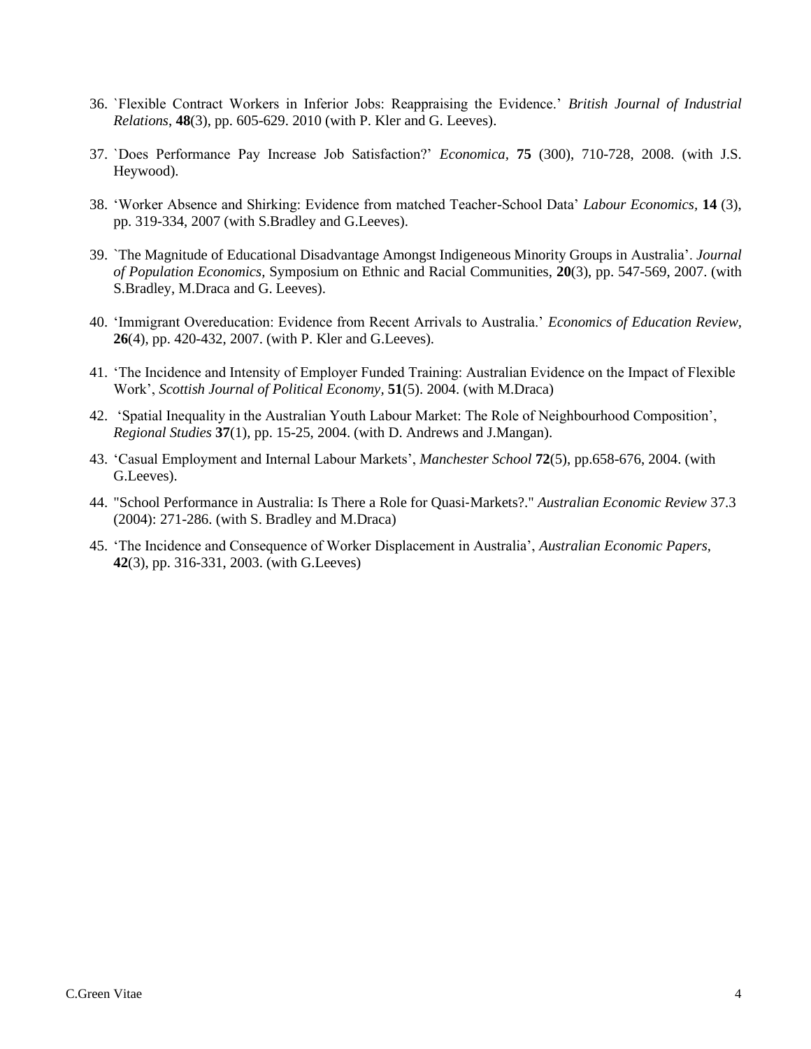36. `Flexible Contract Workers in Inferior Jobs: Reappraising the Evidence.' *British Journal of Industrial Relations*, **48**(3), pp. 605-629. 2010 (with P. Kler and G. Leeves).

37. `Does Performance Pay Increase Job Satisfaction?' *Economica*, **75** (300), 710-728, 2008. (with J.S. Heywood).

38. 'Worker Absence and Shirking: Evidence from matched Teacher-School Data' *Labour Economics*, **14** (3), pp. 319-334, 2007 (with S.Bradley and G.Leeves).

39. `The Magnitude of Educational Disadvantage Amongst Indigeneous Minority Groups in Australia'. *Journal of Population Economics*, Symposium on Ethnic and Racial Communities, **20**(3), pp. 547-569, 2007. (with S.Bradley, M.Draca and G. Leeves).

40. 'Immigrant Overeducation: Evidence from Recent Arrivals to Australia.' *Economics of Education Review*, **26**(4), pp. 420-432, 2007. (with P. Kler and G.Leeves).

41. 'The Incidence and Intensity of Employer Funded Training: Australian Evidence on the Impact of Flexible Work', *Scottish Journal of Political Economy*, **51**(5). 2004. (with M.Draca)

42. 'Spatial Inequality in the Australian Youth Labour Market: The Role of Neighbourhood Composition', *Regional Studies* **37**(1), pp. 15-25, 2004. (with D. Andrews and J.Mangan).

43. 'Casual Employment and Internal Labour Markets', *Manchester School* **72**(5), pp.658-676, 2004. (with G.Leeves).

44. "School Performance in Australia: Is There a Role for Quasi-Markets?." *Australian Economic Review* 37.3 (2004): 271-286. (with S. Bradley and M.Draca)

45. 'The Incidence and Consequence of Worker Displacement in Australia', *Australian Economic Papers*, **42**(3), pp. 316-331, 2003. (with G.Leeves)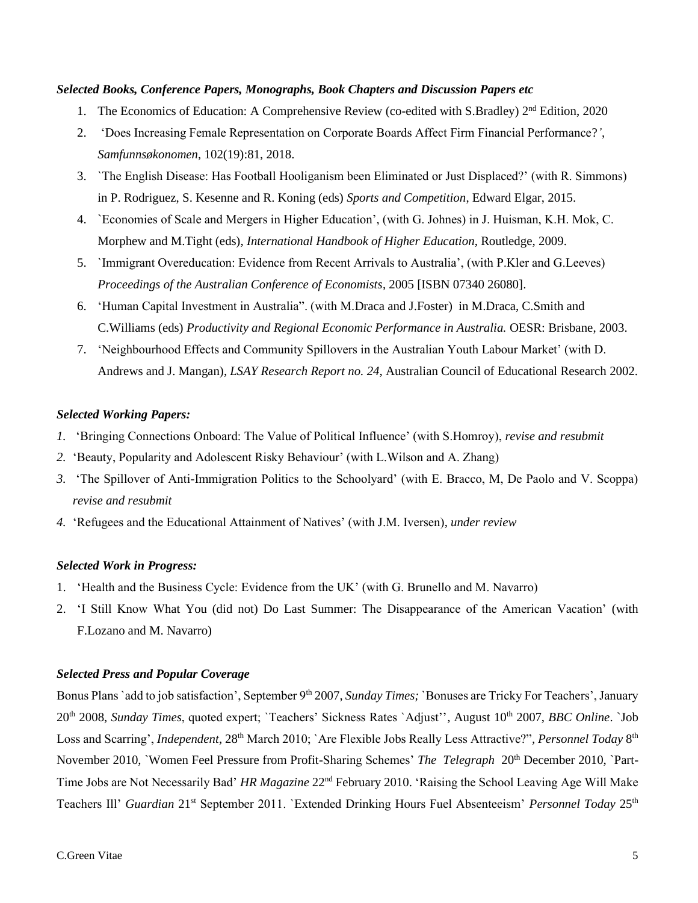***Selected Books, Conference Papers, Monographs, Book Chapters and Discussion Papers etc***

1. The Economics of Education: A Comprehensive Review (co-edited with S.Bradley) 2nd Edition, 2020
2. 'Does Increasing Female Representation on Corporate Boards Affect Firm Financial Performance?', *Samfunnsøkonomen*, 102(19):81, 2018.
3. `The English Disease: Has Football Hooliganism been Eliminated or Just Displaced?' (with R. Simmons) in P. Rodriguez, S. Kesenne and R. Koning (eds) *Sports and Competition*, Edward Elgar, 2015.
4. `Economies of Scale and Mergers in Higher Education', (with G. Johnes) in J. Huisman, K.H. Mok, C. Morphew and M.Tight (eds), *International Handbook of Higher Education*, Routledge, 2009.
5. `Immigrant Overeducation: Evidence from Recent Arrivals to Australia', (with P.Kler and G.Leeves) *Proceedings of the Australian Conference of Economists*, 2005 [ISBN 07340 26080].
6. 'Human Capital Investment in Australia". (with M.Draca and J.Foster) in M.Draca, C.Smith and C.Williams (eds) *Productivity and Regional Economic Performance in Australia.* OESR: Brisbane, 2003.
7. 'Neighbourhood Effects and Community Spillovers in the Australian Youth Labour Market' (with D. Andrews and J. Mangan), *LSAY Research Report no. 24*, Australian Council of Educational Research 2002.

***Selected Working Papers:***

1. 'Bringing Connections Onboard: The Value of Political Influence' (with S.Homroy), *revise and resubmit*
2. 'Beauty, Popularity and Adolescent Risky Behaviour' (with L.Wilson and A. Zhang)
3. 'The Spillover of Anti-Immigration Politics to the Schoolyard' (with E. Bracco, M, De Paolo and V. Scoppa) *revise and resubmit*
4. 'Refugees and the Educational Attainment of Natives' (with J.M. Iversen), *under review*

***Selected Work in Progress:***

1. 'Health and the Business Cycle: Evidence from the UK' (with G. Brunello and M. Navarro)
2. 'I Still Know What You (did not) Do Last Summer: The Disappearance of the American Vacation' (with F.Lozano and M. Navarro)

***Selected Press and Popular Coverage***

Bonus Plans `add to job satisfaction', September 9th 2007, *Sunday Times;* `Bonuses are Tricky For Teachers', January 20th 2008, *Sunday Times*, quoted expert; `Teachers' Sickness Rates `Adjust'', August 10th 2007, *BBC Online*. `Job Loss and Scarring', *Independent*, 28th March 2010; `Are Flexible Jobs Really Less Attractive?", *Personnel Today* 8th November 2010, `Women Feel Pressure from Profit-Sharing Schemes' *The Telegraph* 20th December 2010, `Part-Time Jobs are Not Necessarily Bad' *HR Magazine* 22nd February 2010. 'Raising the School Leaving Age Will Make Teachers Ill' *Guardian* 21st September 2011. `Extended Drinking Hours Fuel Absenteeism' *Personnel Today* 25th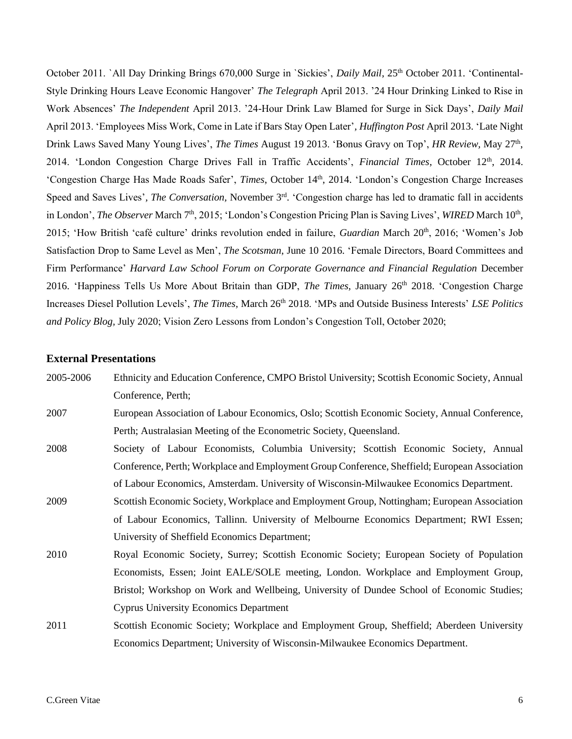October 2011. `All Day Drinking Brings 670,000 Surge in `Sickies', *Daily Mail*, 25th October 2011. 'Continental-Style Drinking Hours Leave Economic Hangover' *The Telegraph* April 2013. '24 Hour Drinking Linked to Rise in Work Absences' *The Independent* April 2013. '24-Hour Drink Law Blamed for Surge in Sick Days', *Daily Mail* April 2013. 'Employees Miss Work, Come in Late if Bars Stay Open Later', *Huffington Post* April 2013. 'Late Night Drink Laws Saved Many Young Lives', *The Times* August 19 2013. 'Bonus Gravy on Top', *HR Review,* May 27th, 2014. 'London Congestion Charge Drives Fall in Traffic Accidents', *Financial Times*, October 12th, 2014. 'Congestion Charge Has Made Roads Safer', *Times*, October 14th, 2014. 'London's Congestion Charge Increases Speed and Saves Lives', *The Conversation,* November 3rd. 'Congestion charge has led to dramatic fall in accidents in London', *The Observer* March 7th, 2015; 'London's Congestion Pricing Plan is Saving Lives', *WIRED* March 10th, 2015; 'How British 'café culture' drinks revolution ended in failure, *Guardian* March 20th, 2016; 'Women's Job Satisfaction Drop to Same Level as Men', *The Scotsman*, June 10 2016. 'Female Directors, Board Committees and Firm Performance' *Harvard Law School Forum on Corporate Governance and Financial Regulation* December 2016. 'Happiness Tells Us More About Britain than GDP, *The Times,* January 26th 2018. 'Congestion Charge Increases Diesel Pollution Levels', *The Times,* March 26th 2018. 'MPs and Outside Business Interests' *LSE Politics and Policy Blog,* July 2020; Vision Zero Lessons from London's Congestion Toll, October 2020;

### External Presentations

| | |
|---|---|
| 2005-2006 | Ethnicity and Education Conference, CMPO Bristol University; Scottish Economic Society, Annual Conference, Perth; |
| 2007 | European Association of Labour Economics, Oslo; Scottish Economic Society, Annual Conference, Perth; Australasian Meeting of the Econometric Society, Queensland. |
| 2008 | Society of Labour Economists, Columbia University; Scottish Economic Society, Annual Conference, Perth; Workplace and Employment Group Conference, Sheffield; European Association of Labour Economics, Amsterdam. University of Wisconsin-Milwaukee Economics Department. |
| 2009 | Scottish Economic Society, Workplace and Employment Group, Nottingham; European Association of Labour Economics, Tallinn. University of Melbourne Economics Department; RWI Essen; University of Sheffield Economics Department; |
| 2010 | Royal Economic Society, Surrey; Scottish Economic Society; European Society of Population Economists, Essen; Joint EALE/SOLE meeting, London. Workplace and Employment Group, Bristol; Workshop on Work and Wellbeing, University of Dundee School of Economic Studies; Cyprus University Economics Department |
| 2011 | Scottish Economic Society; Workplace and Employment Group, Sheffield; Aberdeen University Economics Department; University of Wisconsin-Milwaukee Economics Department. |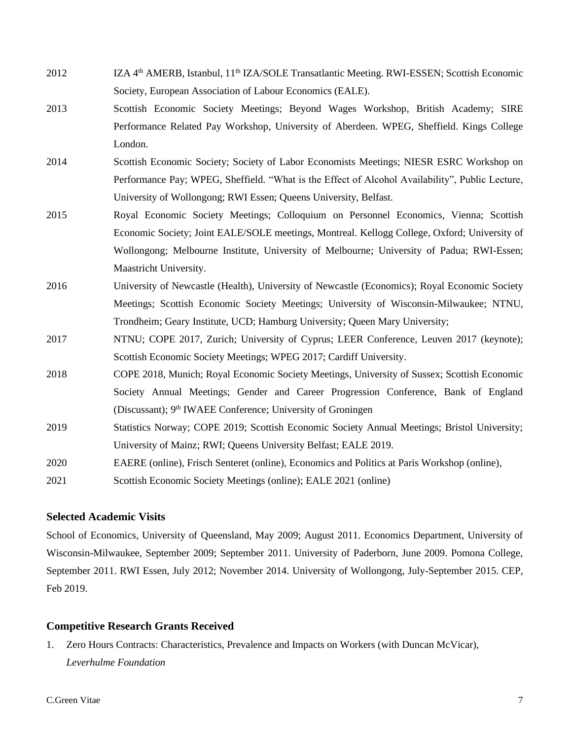2012 IZA 4th AMERB, Istanbul, 11th IZA/SOLE Transatlantic Meeting. RWI-ESSEN; Scottish Economic Society, European Association of Labour Economics (EALE).

2013 Scottish Economic Society Meetings; Beyond Wages Workshop, British Academy; SIRE Performance Related Pay Workshop, University of Aberdeen. WPEG, Sheffield. Kings College London.

2014 Scottish Economic Society; Society of Labor Economists Meetings; NIESR ESRC Workshop on Performance Pay; WPEG, Sheffield. "What is the Effect of Alcohol Availability", Public Lecture, University of Wollongong; RWI Essen; Queens University, Belfast.

2015 Royal Economic Society Meetings; Colloquium on Personnel Economics, Vienna; Scottish Economic Society; Joint EALE/SOLE meetings, Montreal. Kellogg College, Oxford; University of Wollongong; Melbourne Institute, University of Melbourne; University of Padua; RWI-Essen; Maastricht University.

2016 University of Newcastle (Health), University of Newcastle (Economics); Royal Economic Society Meetings; Scottish Economic Society Meetings; University of Wisconsin-Milwaukee; NTNU, Trondheim; Geary Institute, UCD; Hamburg University; Queen Mary University;

2017 NTNU; COPE 2017, Zurich; University of Cyprus; LEER Conference, Leuven 2017 (keynote); Scottish Economic Society Meetings; WPEG 2017; Cardiff University.

2018 COPE 2018, Munich; Royal Economic Society Meetings, University of Sussex; Scottish Economic Society Annual Meetings; Gender and Career Progression Conference, Bank of England (Discussant); 9th IWAEE Conference; University of Groningen

2019 Statistics Norway; COPE 2019; Scottish Economic Society Annual Meetings; Bristol University; University of Mainz; RWI; Queens University Belfast; EALE 2019.

2020 EAERE (online), Frisch Senteret (online), Economics and Politics at Paris Workshop (online),

2021 Scottish Economic Society Meetings (online); EALE 2021 (online)

### Selected Academic Visits

School of Economics, University of Queensland, May 2009; August 2011. Economics Department, University of Wisconsin-Milwaukee, September 2009; September 2011. University of Paderborn, June 2009. Pomona College, September 2011. RWI Essen, July 2012; November 2014. University of Wollongong, July-September 2015. CEP, Feb 2019.

### Competitive Research Grants Received

1. Zero Hours Contracts: Characteristics, Prevalence and Impacts on Workers (with Duncan McVicar), *Leverhulme Foundation*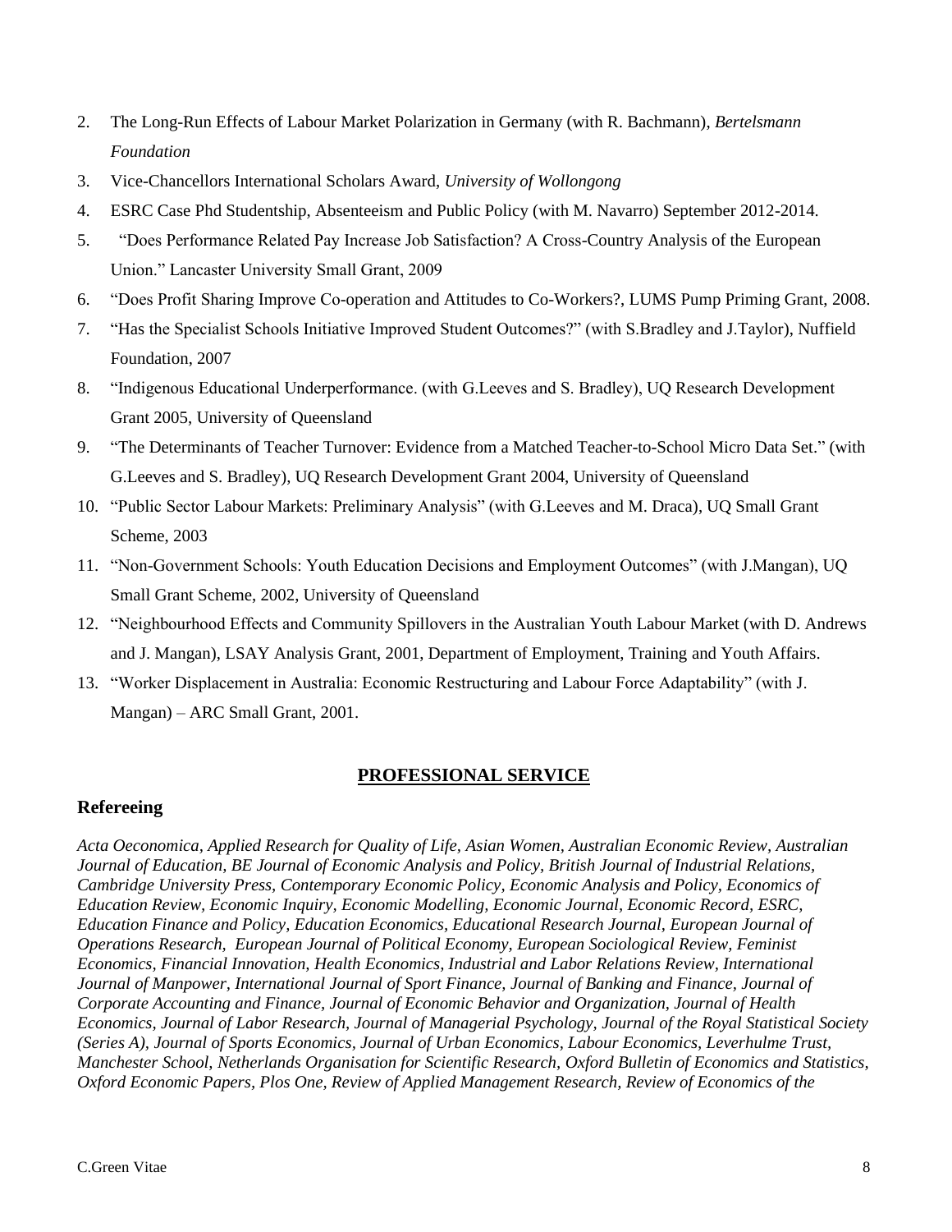2. The Long-Run Effects of Labour Market Polarization in Germany (with R. Bachmann), *Bertelsmann Foundation*
3. Vice-Chancellors International Scholars Award, *University of Wollongong*
4. ESRC Case Phd Studentship, Absenteeism and Public Policy (with M. Navarro) September 2012-2014.
5. "Does Performance Related Pay Increase Job Satisfaction? A Cross-Country Analysis of the European Union." Lancaster University Small Grant, 2009
6. "Does Profit Sharing Improve Co-operation and Attitudes to Co-Workers?, LUMS Pump Priming Grant, 2008.
7. "Has the Specialist Schools Initiative Improved Student Outcomes?" (with S.Bradley and J.Taylor), Nuffield Foundation, 2007
8. "Indigenous Educational Underperformance. (with G.Leeves and S. Bradley), UQ Research Development Grant 2005, University of Queensland
9. "The Determinants of Teacher Turnover: Evidence from a Matched Teacher-to-School Micro Data Set." (with G.Leeves and S. Bradley), UQ Research Development Grant 2004, University of Queensland
10. "Public Sector Labour Markets: Preliminary Analysis" (with G.Leeves and M. Draca), UQ Small Grant Scheme, 2003
11. "Non-Government Schools: Youth Education Decisions and Employment Outcomes" (with J.Mangan), UQ Small Grant Scheme, 2002, University of Queensland
12. "Neighbourhood Effects and Community Spillovers in the Australian Youth Labour Market (with D. Andrews and J. Mangan), LSAY Analysis Grant, 2001, Department of Employment, Training and Youth Affairs.
13. "Worker Displacement in Australia: Economic Restructuring and Labour Force Adaptability" (with J. Mangan) – ARC Small Grant, 2001.

## PROFESSIONAL SERVICE

### Refereeing

*Acta Oeconomica, Applied Research for Quality of Life, Asian Women, Australian Economic Review, Australian Journal of Education, BE Journal of Economic Analysis and Policy, British Journal of Industrial Relations, Cambridge University Press, Contemporary Economic Policy, Economic Analysis and Policy, Economics of Education Review, Economic Inquiry, Economic Modelling, Economic Journal, Economic Record, ESRC, Education Finance and Policy, Education Economics, Educational Research Journal, European Journal of Operations Research, European Journal of Political Economy, European Sociological Review, Feminist Economics, Financial Innovation, Health Economics, Industrial and Labor Relations Review, International Journal of Manpower, International Journal of Sport Finance, Journal of Banking and Finance, Journal of Corporate Accounting and Finance, Journal of Economic Behavior and Organization, Journal of Health Economics, Journal of Labor Research, Journal of Managerial Psychology, Journal of the Royal Statistical Society (Series A), Journal of Sports Economics, Journal of Urban Economics, Labour Economics, Leverhulme Trust, Manchester School, Netherlands Organisation for Scientific Research, Oxford Bulletin of Economics and Statistics, Oxford Economic Papers, Plos One, Review of Applied Management Research, Review of Economics of the*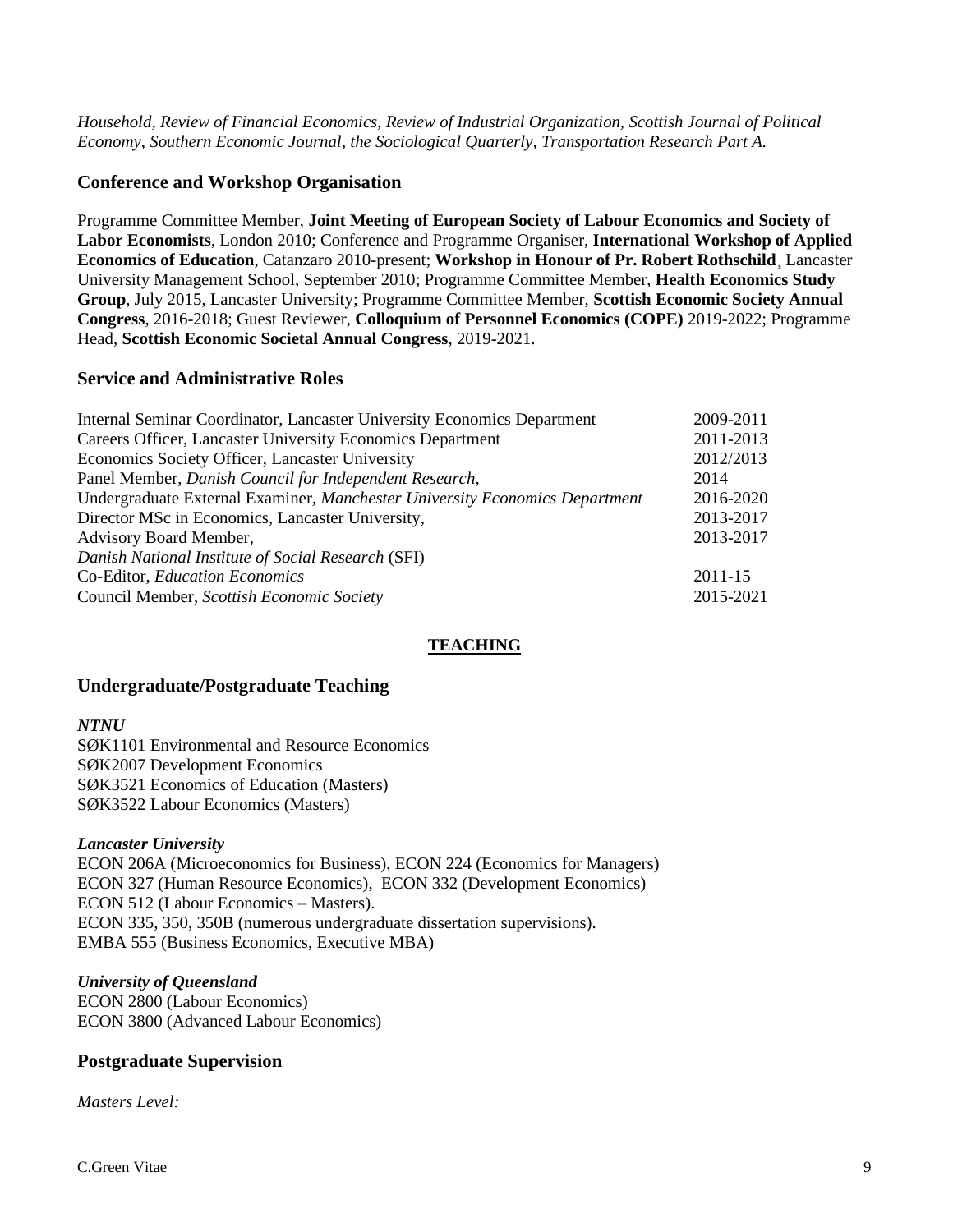*Household, Review of Financial Economics, Review of Industrial Organization, Scottish Journal of Political Economy, Southern Economic Journal, the Sociological Quarterly, Transportation Research Part A.*

## Conference and Workshop Organisation

Programme Committee Member, **Joint Meeting of European Society of Labour Economics and Society of Labor Economists**, London 2010; Conference and Programme Organiser, **International Workshop of Applied Economics of Education**, Catanzaro 2010-present; **Workshop in Honour of Pr. Robert Rothschild**¸ Lancaster University Management School, September 2010; Programme Committee Member, **Health Economics Study Group**, July 2015, Lancaster University; Programme Committee Member, **Scottish Economic Society Annual Congress**, 2016-2018; Guest Reviewer, **Colloquium of Personnel Economics (COPE)** 2019-2022; Programme Head, **Scottish Economic Societal Annual Congress**, 2019-2021.

## Service and Administrative Roles

| | |
|---|---|
| Internal Seminar Coordinator, Lancaster University Economics Department | 2009-2011 |
| Careers Officer, Lancaster University Economics Department | 2011-2013 |
| Economics Society Officer, Lancaster University | 2012/2013 |
| Panel Member, *Danish Council for Independent Research,* | 2014 |
| Undergraduate External Examiner, *Manchester University Economics Department* | 2016-2020 |
| Director MSc in Economics, Lancaster University, | 2013-2017 |
| Advisory Board Member, *Danish National Institute of Social Research* (SFI) | 2013-2017 |
| Co-Editor, *Education Economics* | 2011-15 |
| Council Member, *Scottish Economic Society* | 2015-2021 |

# TEACHING

## Undergraduate/Postgraduate Teaching

***NTNU***

SØK1101 Environmental and Resource Economics
SØK2007 Development Economics
SØK3521 Economics of Education (Masters)
SØK3522 Labour Economics (Masters)

***Lancaster University***

ECON 206A (Microeconomics for Business), ECON 224 (Economics for Managers)
ECON 327 (Human Resource Economics), ECON 332 (Development Economics)
ECON 512 (Labour Economics – Masters).
ECON 335, 350, 350B (numerous undergraduate dissertation supervisions).
EMBA 555 (Business Economics, Executive MBA)

***University of Queensland***

ECON 2800 (Labour Economics)
ECON 3800 (Advanced Labour Economics)

## Postgraduate Supervision

*Masters Level:*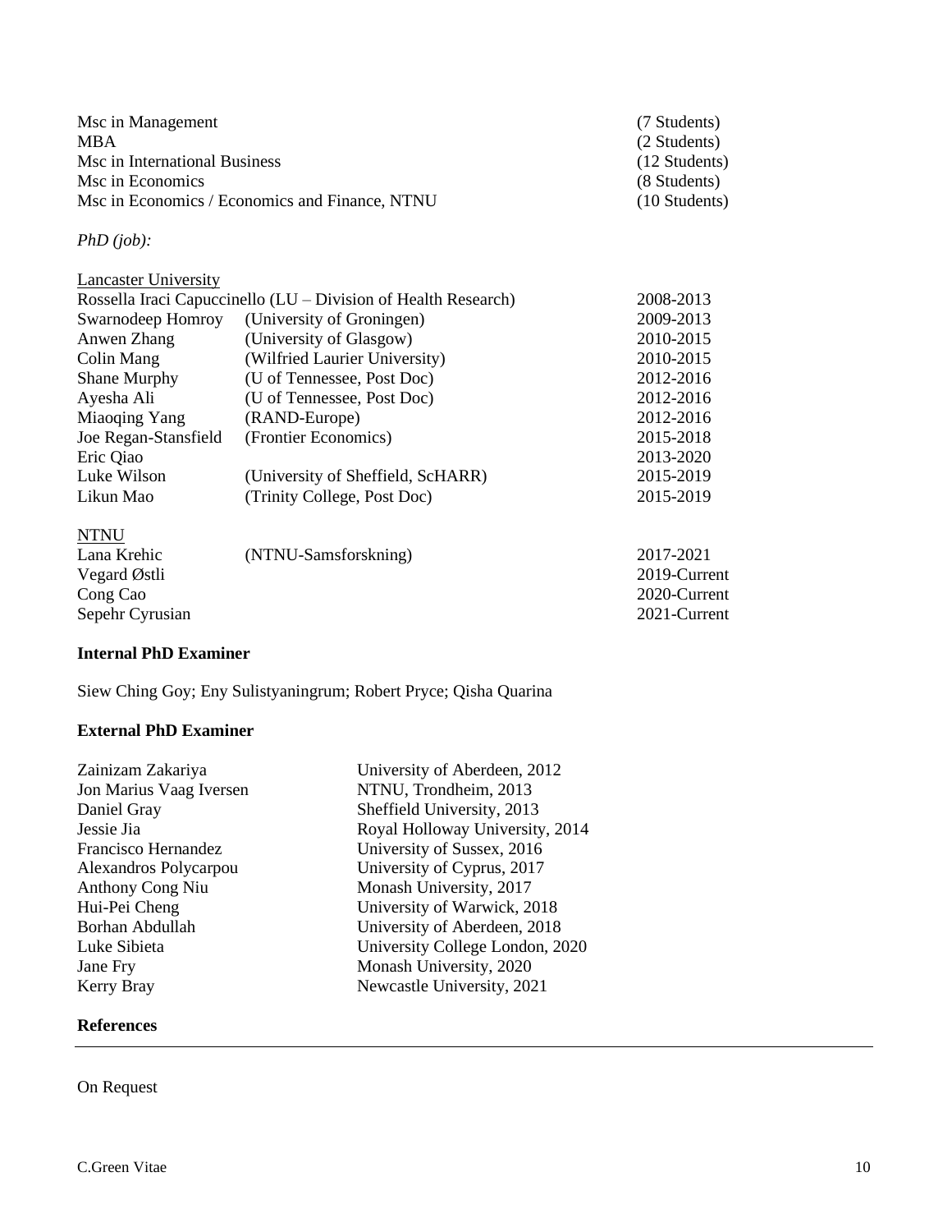| | |
|---|---|
| Msc in Management | (7 Students) |
| MBA | (2 Students) |
| Msc in International Business | (12 Students) |
| Msc in Economics | (8 Students) |
| Msc in Economics / Economics and Finance, NTNU | (10 Students) |

*PhD (job):*

<u>Lancaster University</u>

| | | |
|---|---|---|
| Rossella Iraci Capuccinello (LU – Division of Health Research) | | 2008-2013 |
| Swarnodeep Homroy | (University of Groningen) | 2009-2013 |
| Anwen Zhang | (University of Glasgow) | 2010-2015 |
| Colin Mang | (Wilfried Laurier University) | 2010-2015 |
| Shane Murphy | (U of Tennessee, Post Doc) | 2012-2016 |
| Ayesha Ali | (U of Tennessee, Post Doc) | 2012-2016 |
| Miaoqing Yang | (RAND-Europe) | 2012-2016 |
| Joe Regan-Stansfield | (Frontier Economics) | 2015-2018 |
| Eric Qiao | | 2013-2020 |
| Luke Wilson | (University of Sheffield, ScHARR) | 2015-2019 |
| Likun Mao | (Trinity College, Post Doc) | 2015-2019 |

<u>NTNU</u>

| | | |
|---|---|---|
| Lana Krehic | (NTNU-Samsforskning) | 2017-2021 |
| Vegard Østli | | 2019-Current |
| Cong Cao | | 2020-Current |
| Sepehr Cyrusian | | 2021-Current |

**Internal PhD Examiner**

Siew Ching Goy; Eny Sulistyaningrum; Robert Pryce; Qisha Quarina

**External PhD Examiner**

| | |
|---|---|
| Zainizam Zakariya | University of Aberdeen, 2012 |
| Jon Marius Vaag Iversen | NTNU, Trondheim, 2013 |
| Daniel Gray | Sheffield University, 2013 |
| Jessie Jia | Royal Holloway University, 2014 |
| Francisco Hernandez | University of Sussex, 2016 |
| Alexandros Polycarpou | University of Cyprus, 2017 |
| Anthony Cong Niu | Monash University, 2017 |
| Hui-Pei Cheng | University of Warwick, 2018 |
| Borhan Abdullah | University of Aberdeen, 2018 |
| Luke Sibieta | University College London, 2020 |
| Jane Fry | Monash University, 2020 |
| Kerry Bray | Newcastle University, 2021 |

## References

On Request